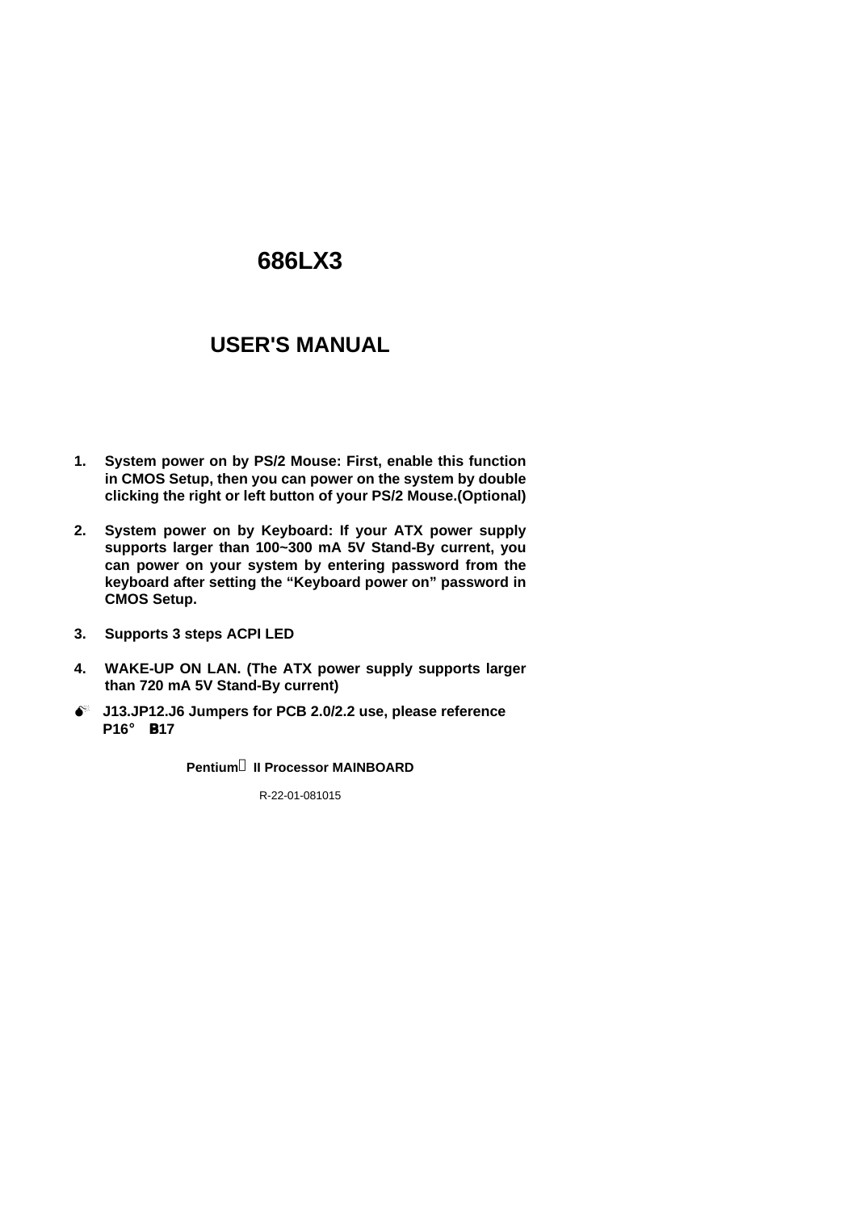# 686LX3

# USER'S MANUAL

1. **System power on by PS/2 Mouse: First, enable this function in CMOS Setup, then you can power on the system by double clicking the right or left button of your PS/2 Mouse.(Optional)**

2. **System power on by Keyboard: If your ATX power supply supports larger than 100~300 mA 5V Stand-By current, you can power on your system by entering password from the keyboard after setting the "Keyboard power on" password in CMOS Setup.**

3. **Supports 3 steps ACPI LED**

4. **WAKE-UP ON LAN. (The ATX power supply supports larger than 720 mA 5V Stand-By current)**

- **J13.JP12.J6 Jumpers for PCB 2.0/2.2 use, please reference P16° B17**

**Pentium II Processor MAINBOARD**

R-22-01-081015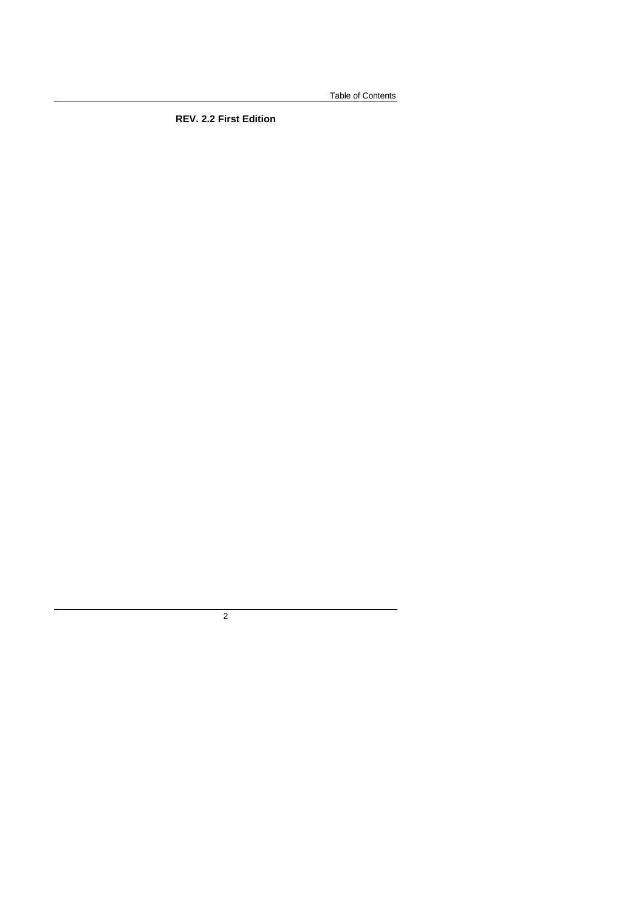**REV. 2.2 First Edition**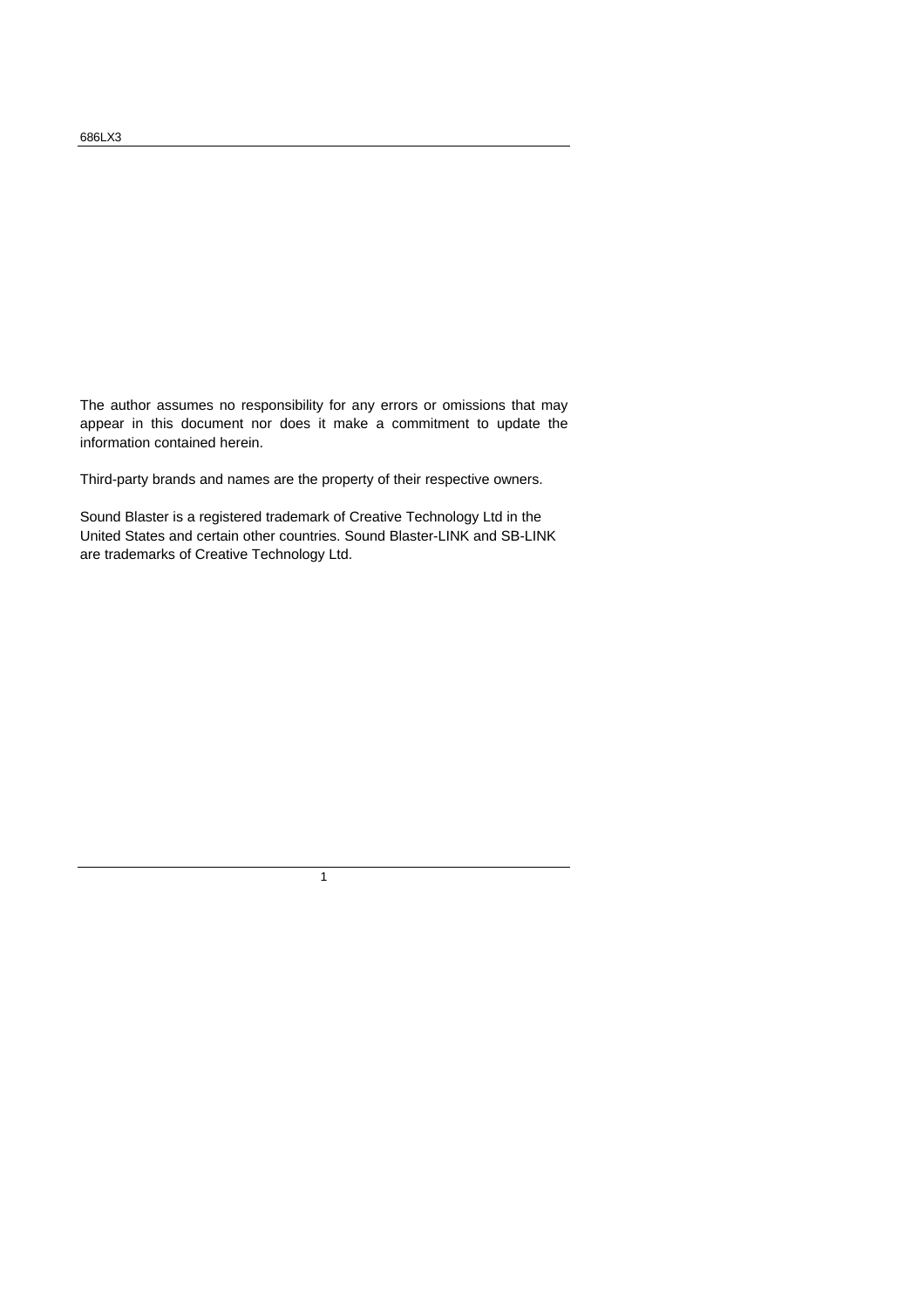The author assumes no responsibility for any errors or omissions that may appear in this document nor does it make a commitment to update the information contained herein.

Third-party brands and names are the property of their respective owners.

Sound Blaster is a registered trademark of Creative Technology Ltd in the United States and certain other countries. Sound Blaster-LINK and SB-LINK are trademarks of Creative Technology Ltd.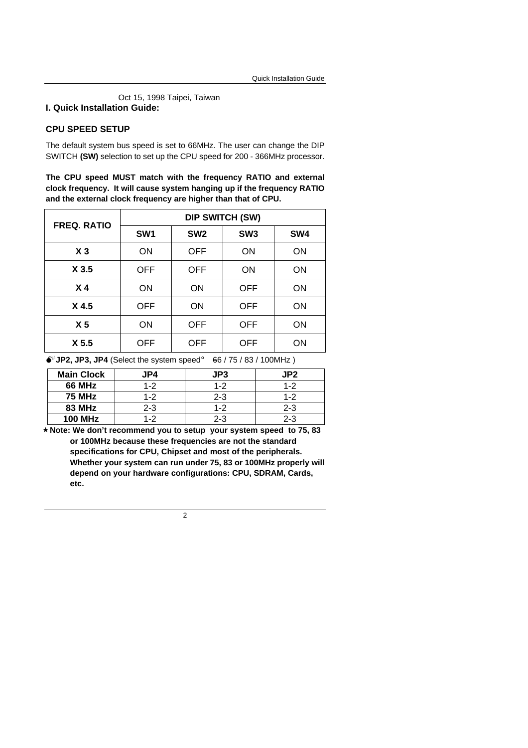Oct 15, 1998 Taipei, Taiwan

## I. Quick Installation Guide:

### CPU SPEED SETUP

The default system bus speed is set to 66MHz. The user can change the DIP SWITCH **(SW)** selection to set up the CPU speed for 200 - 366MHz processor.

**The CPU speed MUST match with the frequency RATIO and external clock frequency. It will cause system hanging up if the frequency RATIO and the external clock frequency are higher than that of CPU.**

| FREQ. RATIO | DIP SWITCH (SW) | | | |
|---|---|---|---|---|
| | SW1 | SW2 | SW3 | SW4 |
| X 3 | ON | OFF | ON | ON |
| X 3.5 | OFF | OFF | ON | ON |
| X 4 | ON | ON | OFF | ON |
| X 4.5 | OFF | ON | OFF | ON |
| X 5 | ON | OFF | OFF | ON |
| X 5.5 | OFF | OFF | OFF | ON |

**JP2, JP3, JP4** (Select the system speed: 66 / 75 / 83 / 100MHz )

| Main Clock | JP4 | JP3 | JP2 |
|---|---|---|---|
| 66 MHz | 1-2 | 1-2 | 1-2 |
| 75 MHz | 1-2 | 2-3 | 1-2 |
| 83 MHz | 2-3 | 1-2 | 2-3 |
| 100 MHz | 1-2 | 2-3 | 2-3 |

★ **Note: We don't recommend you to setup your system speed to 75, 83 or 100MHz because these frequencies are not the standard specifications for CPU, Chipset and most of the peripherals. Whether your system can run under 75, 83 or 100MHz properly will depend on your hardware configurations: CPU, SDRAM, Cards, etc.**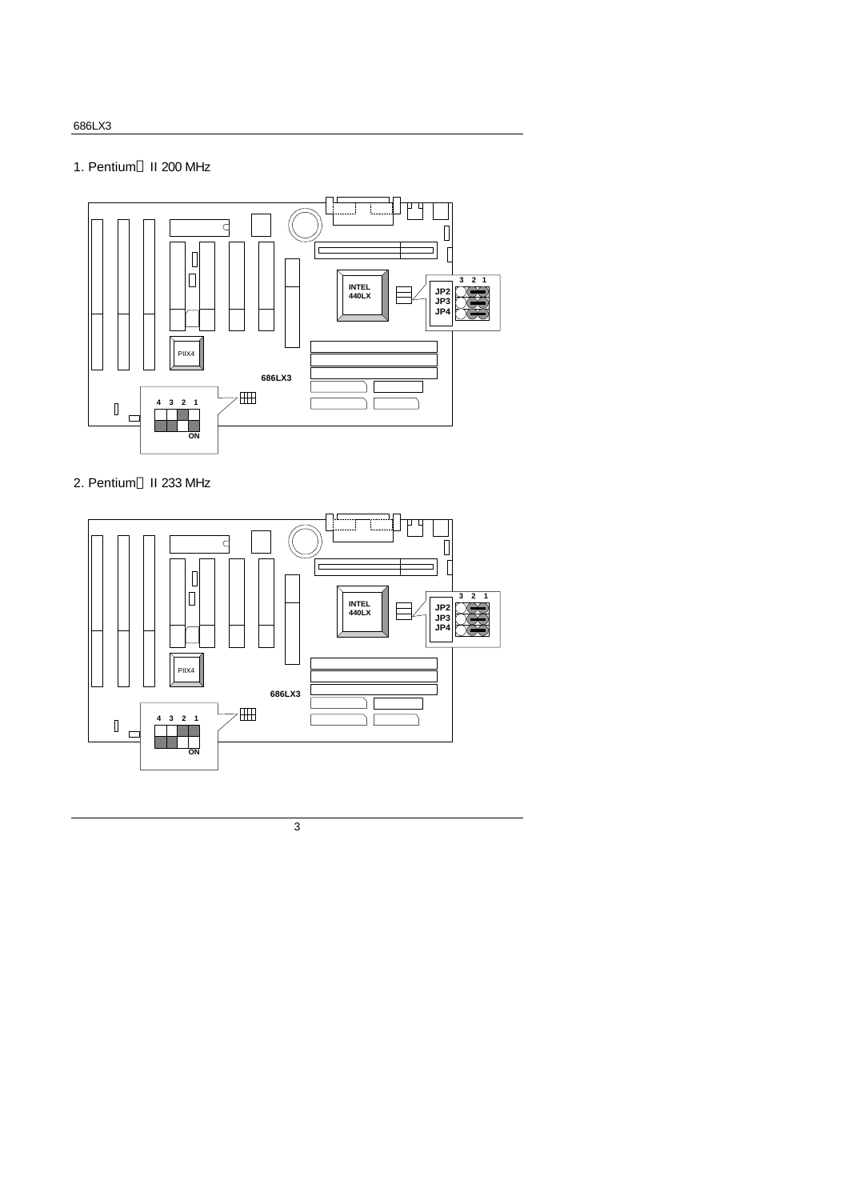1. Pentium Ⓡ II 200 MHz

2. Pentium Ⓡ II 233 MHz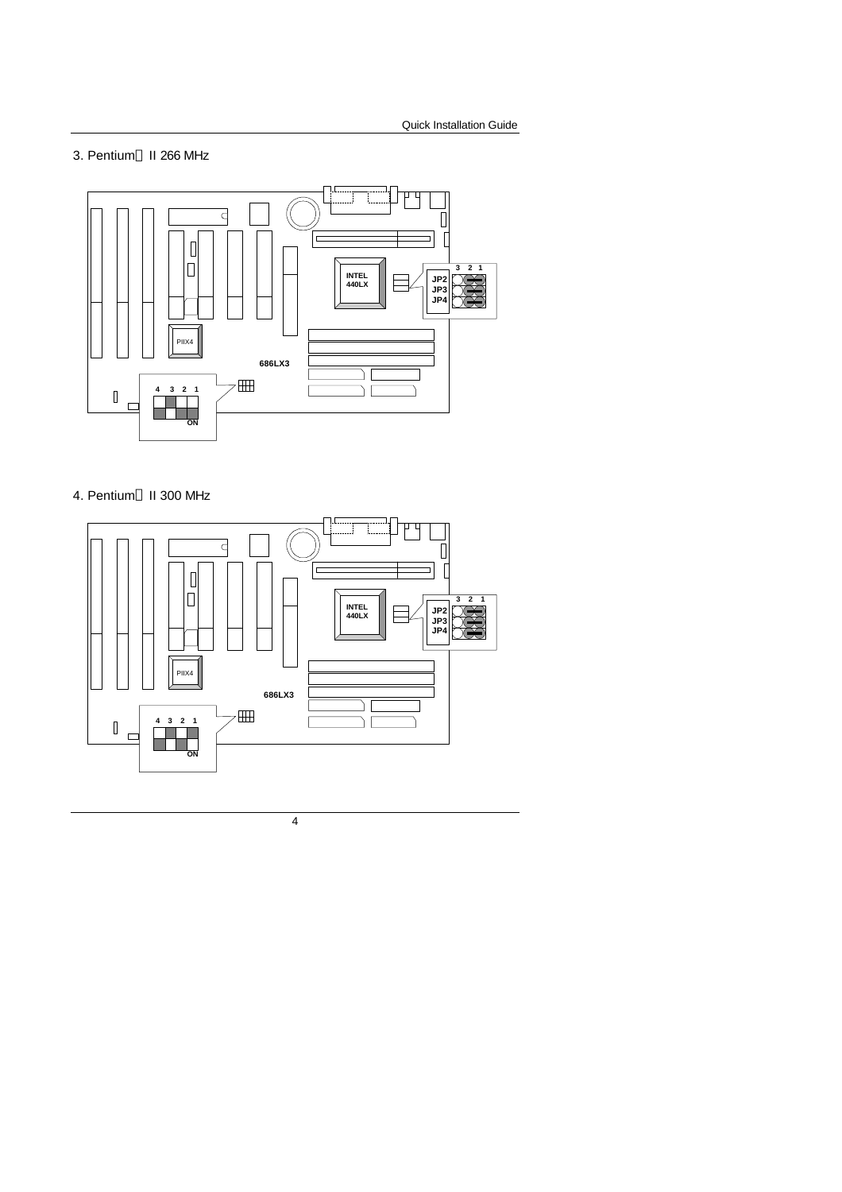3. Pentium Ⓡ II 266 MHz

INTEL
440LX

3 2 1
JP2
JP3
JP4

PIIX4

686LX3

4 3 2 1
ON

4. Pentium Ⓡ II 300 MHz

INTEL
440LX

3 2 1
JP2
JP3
JP4

PIIX4

686LX3

4 3 2 1
ON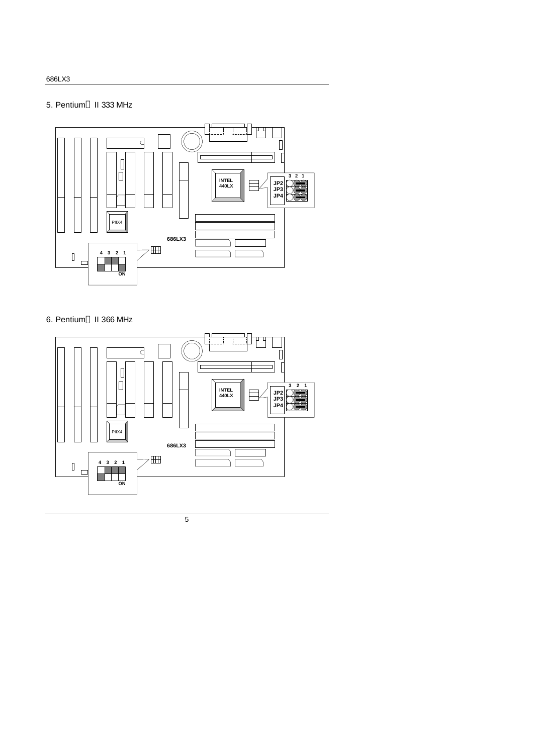5. Pentium II 333 MHz

INTEL
440LX

JP2
JP3
JP4

3 2 1

PIIX4

686LX3

4 3 2 1

ON

6. Pentium II 366 MHz

INTEL
440LX

JP2
JP3
JP4

3 2 1

PIIX4

686LX3

4 3 2 1

ON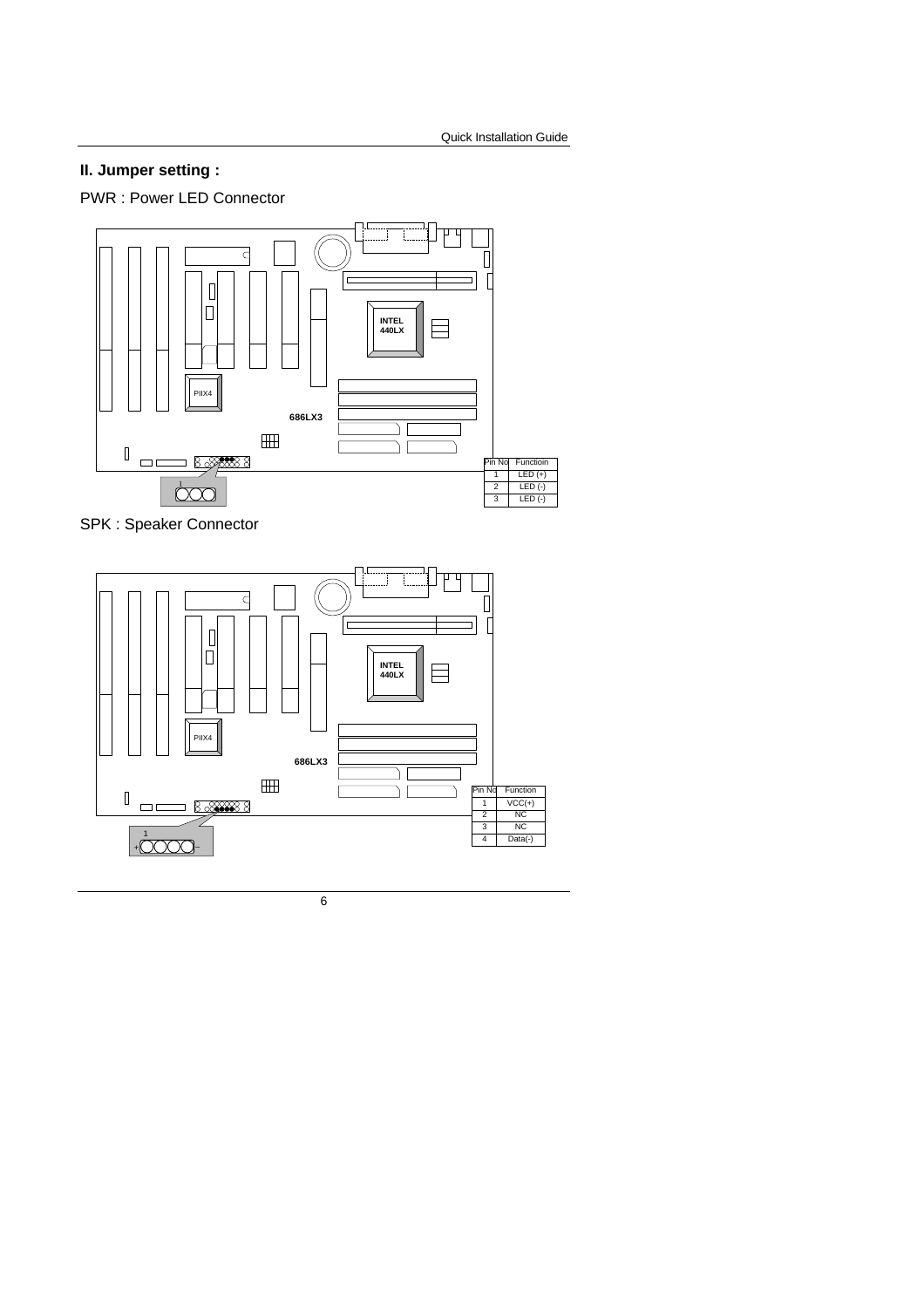## II. Jumper setting :

PWR : Power LED Connector

| Pin No | Functioin |
| --- | --- |
| 1 | LED (+) |
| 2 | LED (-) |
| 3 | LED (-) |

SPK : Speaker Connector

| Pin No | Function |
| --- | --- |
| 1 | VCC(+) |
| 2 | NC |
| 3 | NC |
| 4 | Data(-) |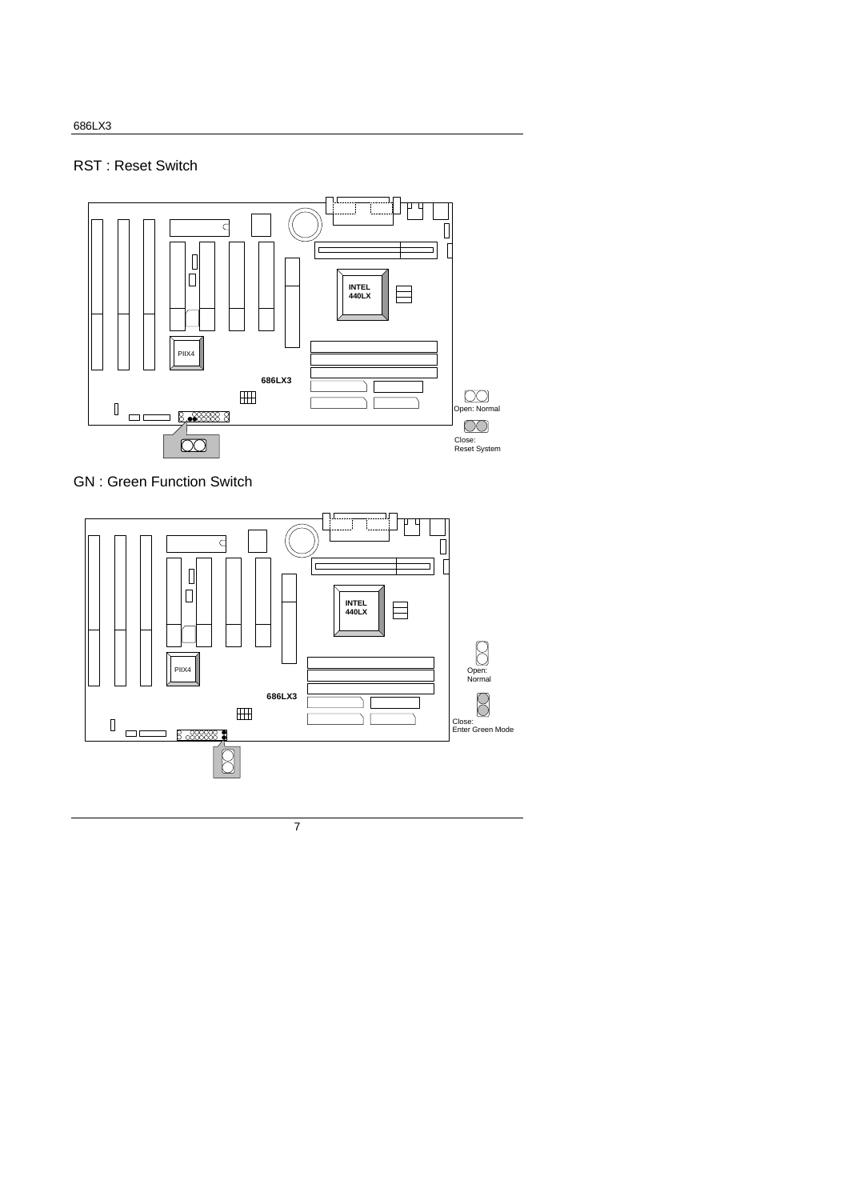## RST : Reset Switch

INTEL 440LX

PIIX4

686LX3

Open: Normal

Close: Reset System

## GN : Green Function Switch

INTEL 440LX

PIIX4

686LX3

Open: Normal

Close: Enter Green Mode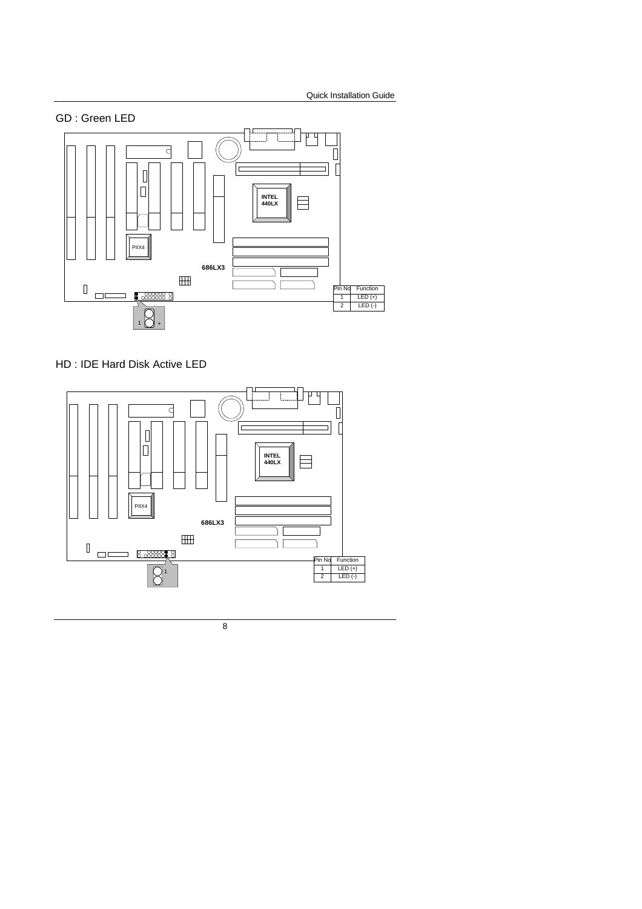## GD : Green LED

| Pin No | Function |
| --- | --- |
| 1 | LED (+) |
| 2 | LED (-) |

## HD : IDE Hard Disk Active LED

| Pin No | Function |
| --- | --- |
| 1 | LED (+) |
| 2 | LED (-) |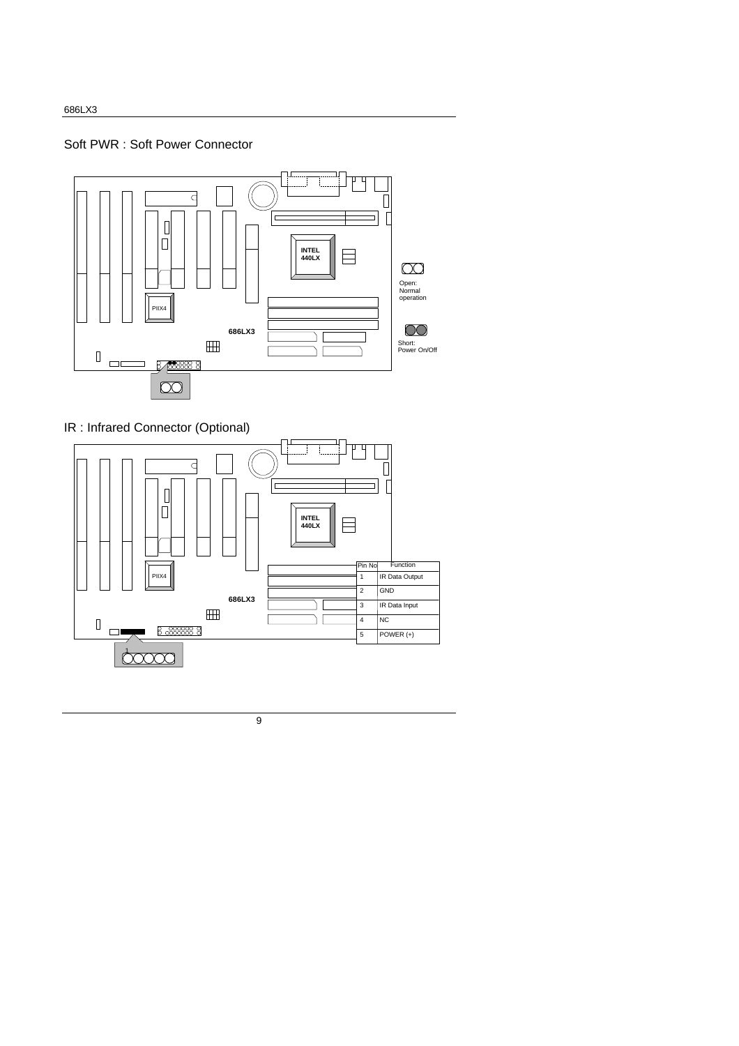## Soft PWR : Soft Power Connector

Open: Normal operation

Short: Power On/Off

## IR : Infrared Connector (Optional)

| Pin No | Function |
|---|---|
| 1 | IR Data Output |
| 2 | GND |
| 3 | IR Data Input |
| 4 | NC |
| 5 | POWER (+) |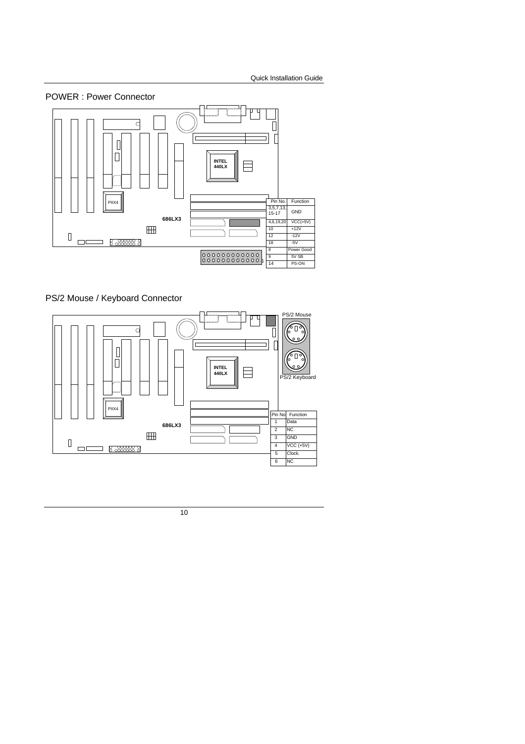## POWER : Power Connector

| Pin No. | Function |
|---|---|
| 3,5,7,13, 15-17 | GND |
| 4,6,19,20 | VCC(+5V) |
| 10 | +12V |
| 12 | -12V |
| 18 | -5V |
| 8 | Power Good |
| 9 | 5V SB |
| 14 | PS-ON |

## PS/2 Mouse / Keyboard Connector

PS/2 Mouse

PS/2 Keyboard

| Pin No | Function |
|---|---|
| 1 | Data |
| 2 | NC |
| 3 | GND |
| 4 | VCC (+5V) |
| 5 | Clock. |
| 6 | NC |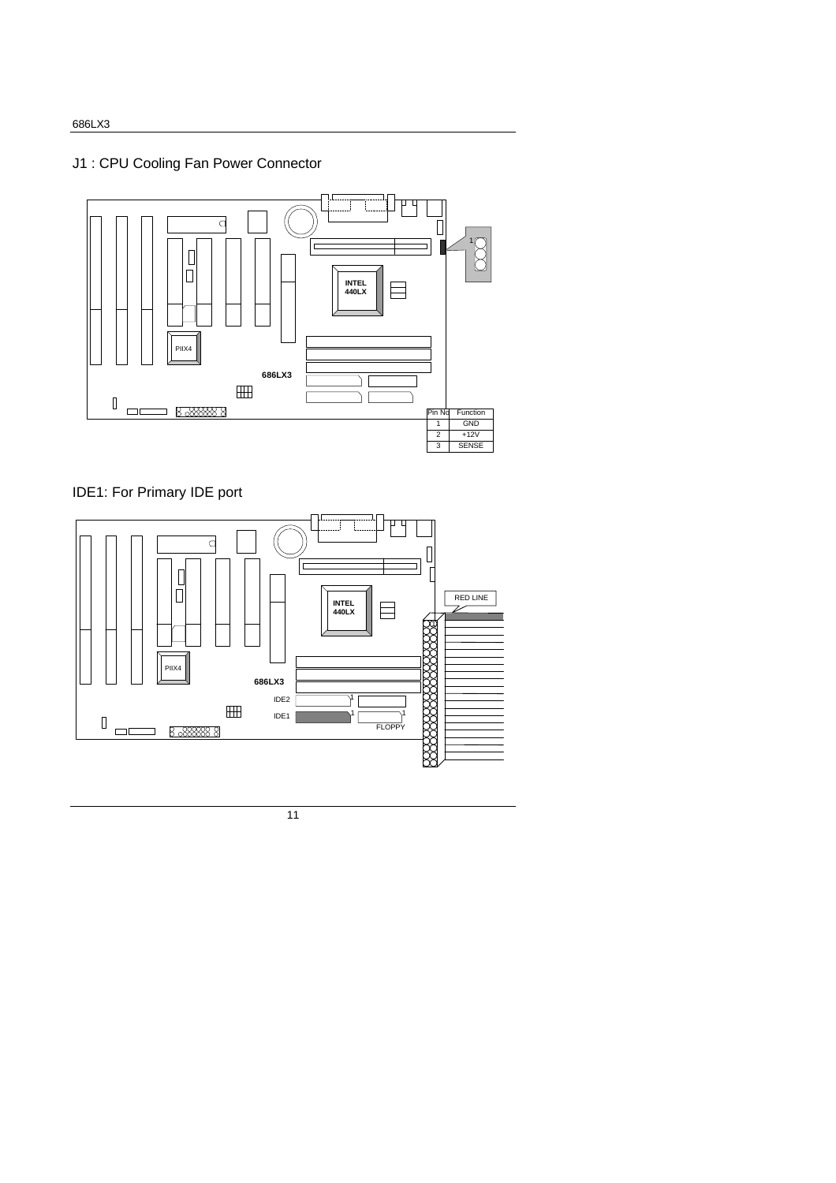## J1 : CPU Cooling Fan Power Connector

| Pin No | Function |
|---|---|
| 1 | GND |
| 2 | +12V |
| 3 | SENSE |

## IDE1: For Primary IDE port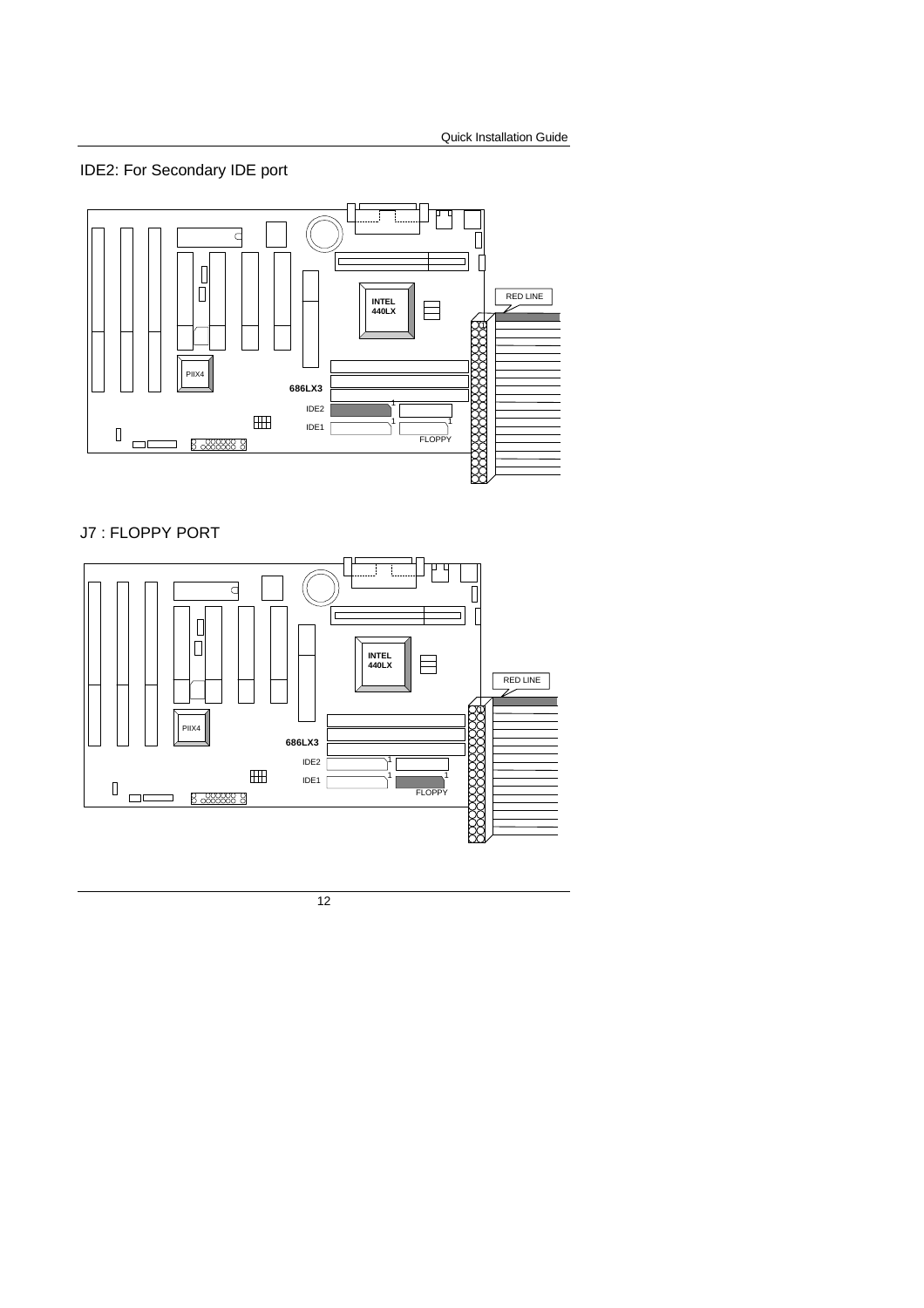IDE2: For Secondary IDE port

J7 : FLOPPY PORT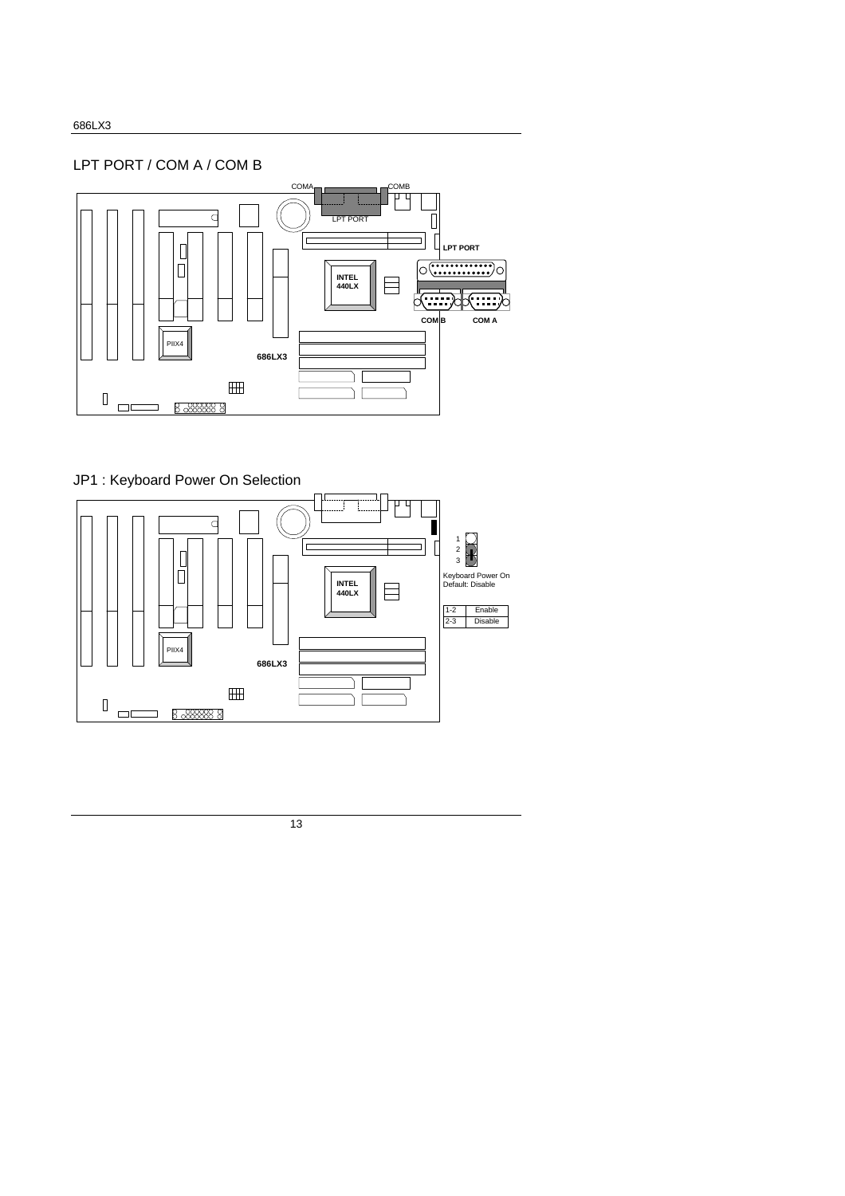## LPT PORT / COM A / COM B

COMA COMB LPT PORT

LPT PORT

INTEL 440LX

COM B COM A

PIIX4

686LX3

## JP1 : Keyboard Power On Selection

INTEL 440LX

PIIX4

686LX3

1
2
3

Keyboard Power On
Default: Disable

| | |
|---|---|
| 1-2 | Enable |
| 2-3 | Disable |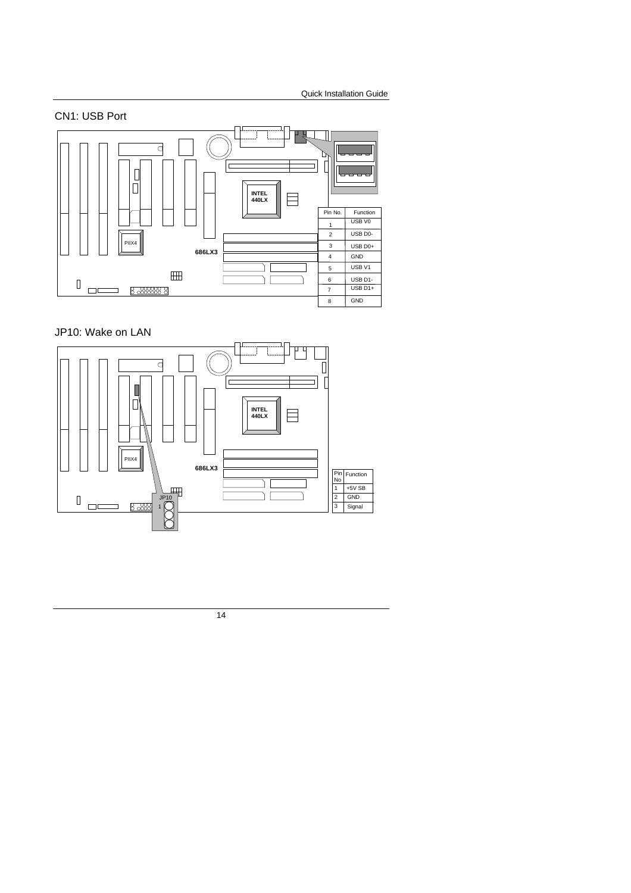## CN1: USB Port

| Pin No. | Function |
| --- | --- |
| 1 | USB V0 |
| 2 | USB D0- |
| 3 | USB D0+ |
| 4 | GND |
| 5 | USB V1 |
| 6 | USB D1- |
| 7 | USB D1+ |
| 8 | GND |

## JP10: Wake on LAN

| Pin No | Function |
| --- | --- |
| 1 | +5V SB |
| 2 | GND |
| 3 | Signal |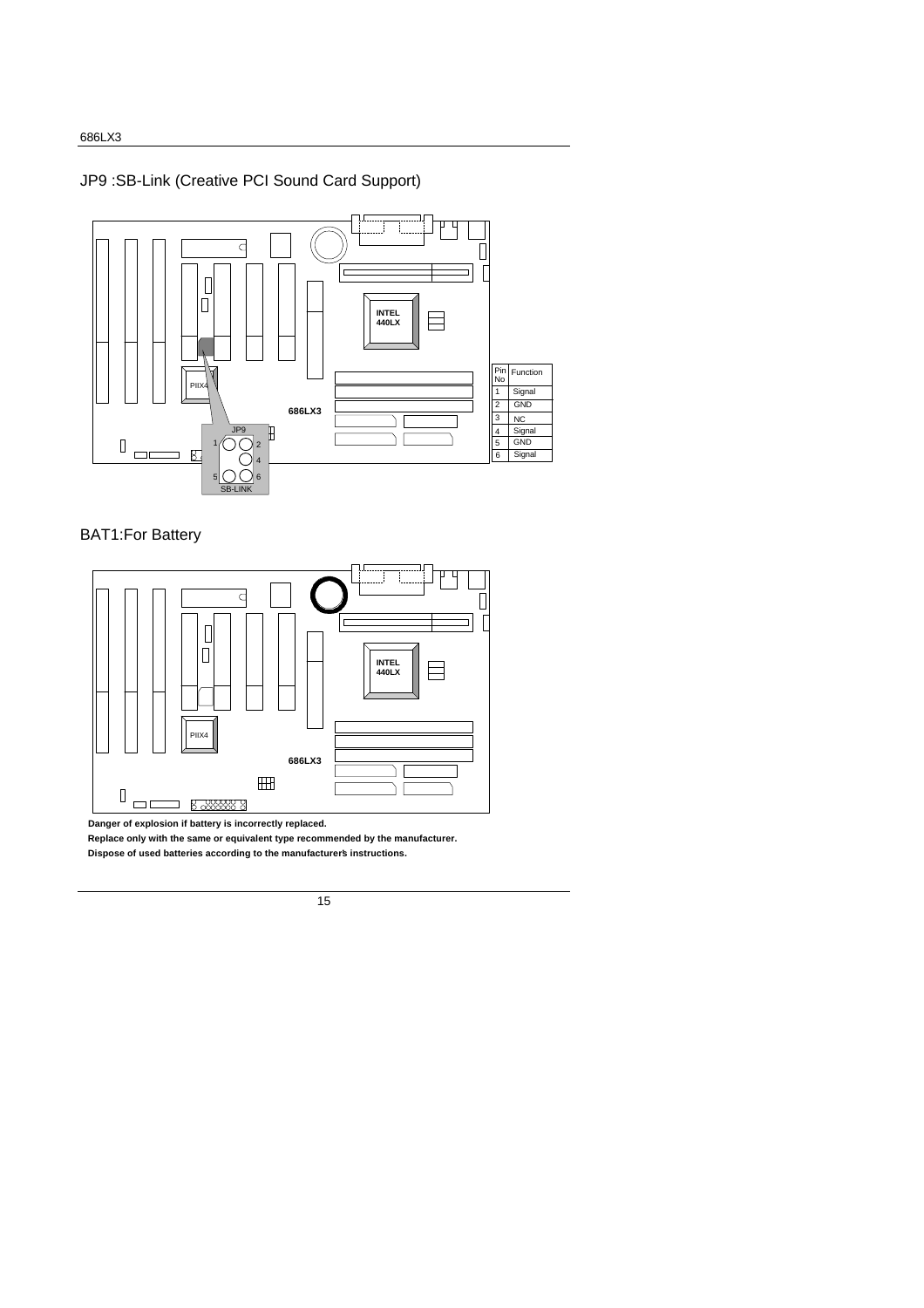## JP9 :SB-Link (Creative PCI Sound Card Support)

| Pin No | Function |
|---|---|
| 1 | Signal |
| 2 | GND |
| 3 | NC |
| 4 | Signal |
| 5 | GND |
| 6 | Signal |

## BAT1:For Battery

**Danger of explosion if battery is incorrectly replaced.**

**Replace only with the same or equivalent type recommended by the manufacturer.**

**Dispose of used batteries according to the manufacturer's instructions.**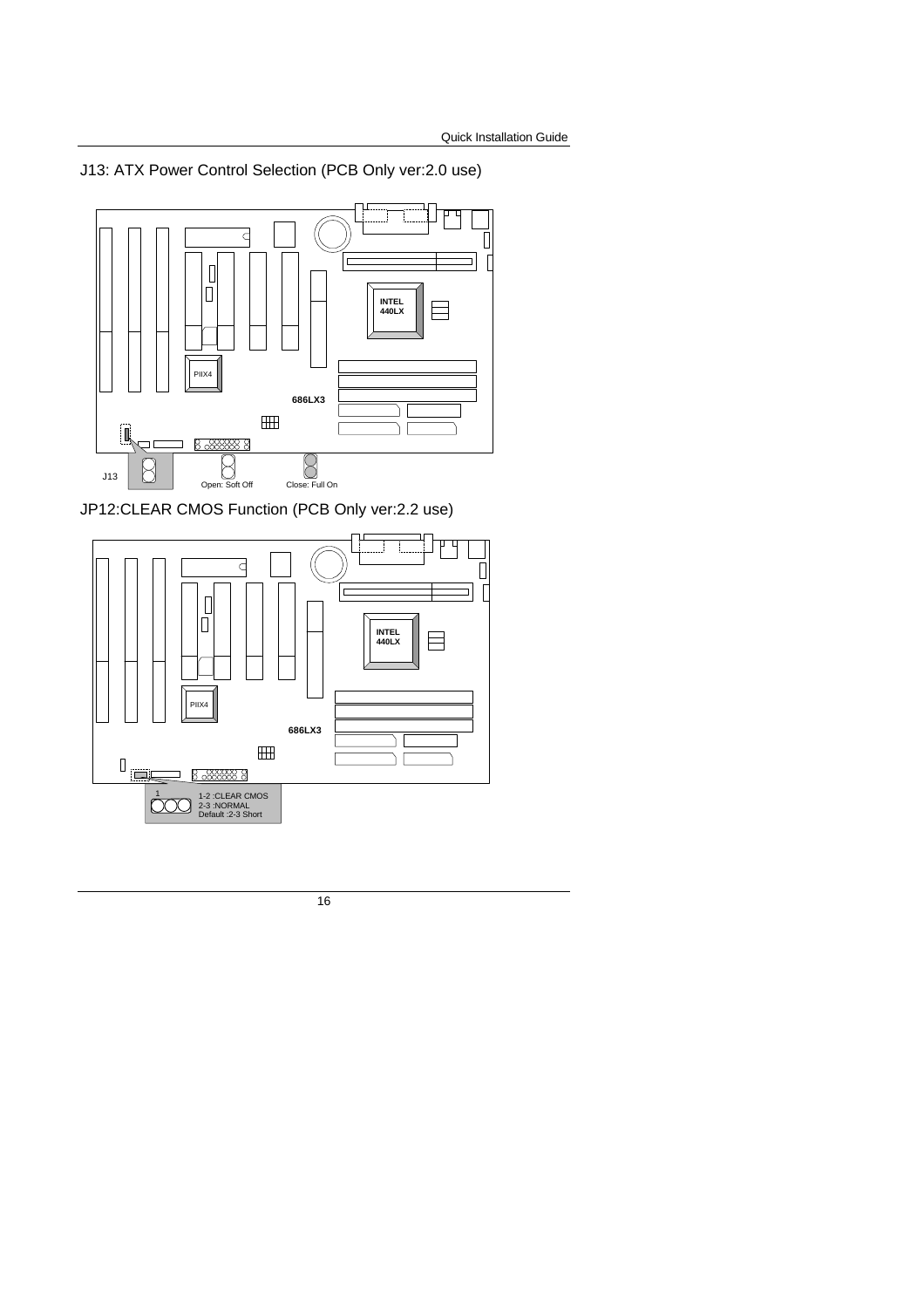J13: ATX Power Control Selection (PCB Only ver:2.0 use)

INTEL 440LX

PIIX4

686LX3

J13

Open: Soft Off

Close: Full On

JP12:CLEAR CMOS Function (PCB Only ver:2.2 use)

INTEL 440LX

PIIX4

686LX3

1

1-2 :CLEAR CMOS
2-3 :NORMAL
Default :2-3 Short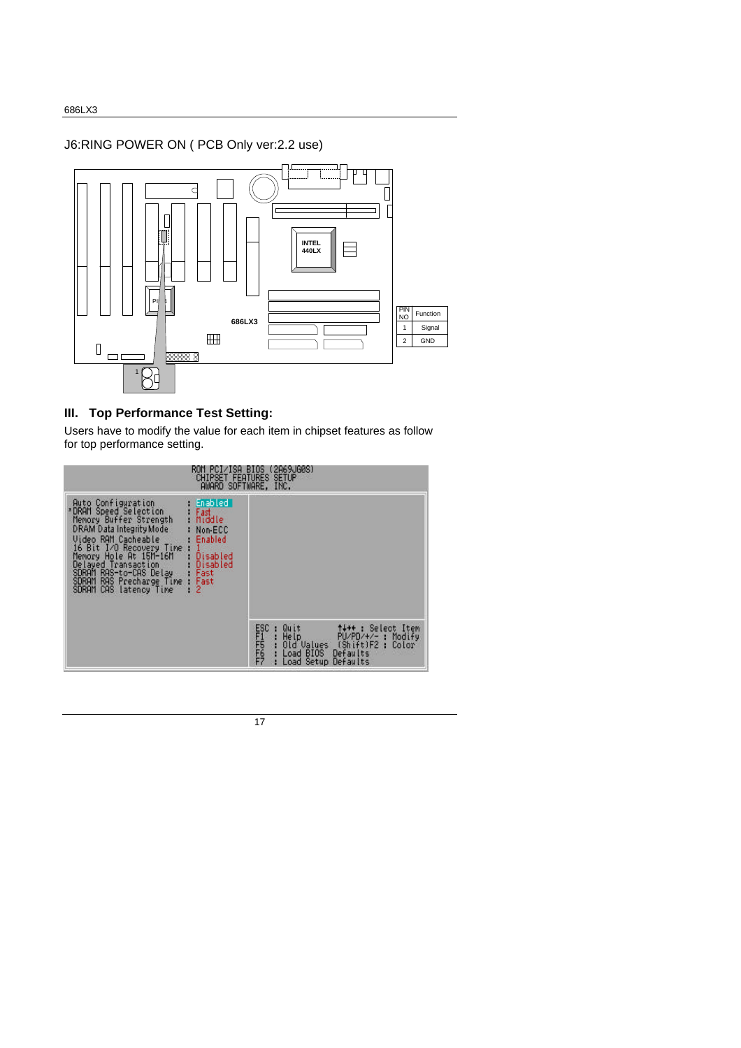J6:RING POWER ON ( PCB Only ver:2.2 use)

| PIN NO | Function |
|---|---|
| 1 | Signal |
| 2 | GND |

## III. Top Performance Test Setting:

Users have to modify the value for each item in chipset features as follow for top performance setting.

```
ROM PCI/ISA BIOS (2A69JG0S)
CHIPSET FEATURES SETUP
AWARD SOFTWARE, INC.

Auto Configuration         : Enabled
*DRAM Speed Selection      : Fast
Memory Buffer Strength     : Middle
DRAM Data Integrity Mode   : Non-ECC
Video RAM Cacheable        : Enabled
16 Bit I/O Recovery Time   : 1
Memory Hole At 15M-16M     : Disabled
Delayed Transaction        : Disabled
SDRAM RAS-to-CAS Delay     : Fast
SDRAM RAS Precharge Time   : Fast
SDRAM CAS latency Time     : 2

ESC : Quit          ↑↓→← : Select Item
F1  : Help          PU/PD/+/- : Modify
F5  : Old Values    (Shift)F2 : Color
F6  : Load BIOS  Defaults
F7  : Load Setup Defaults
```